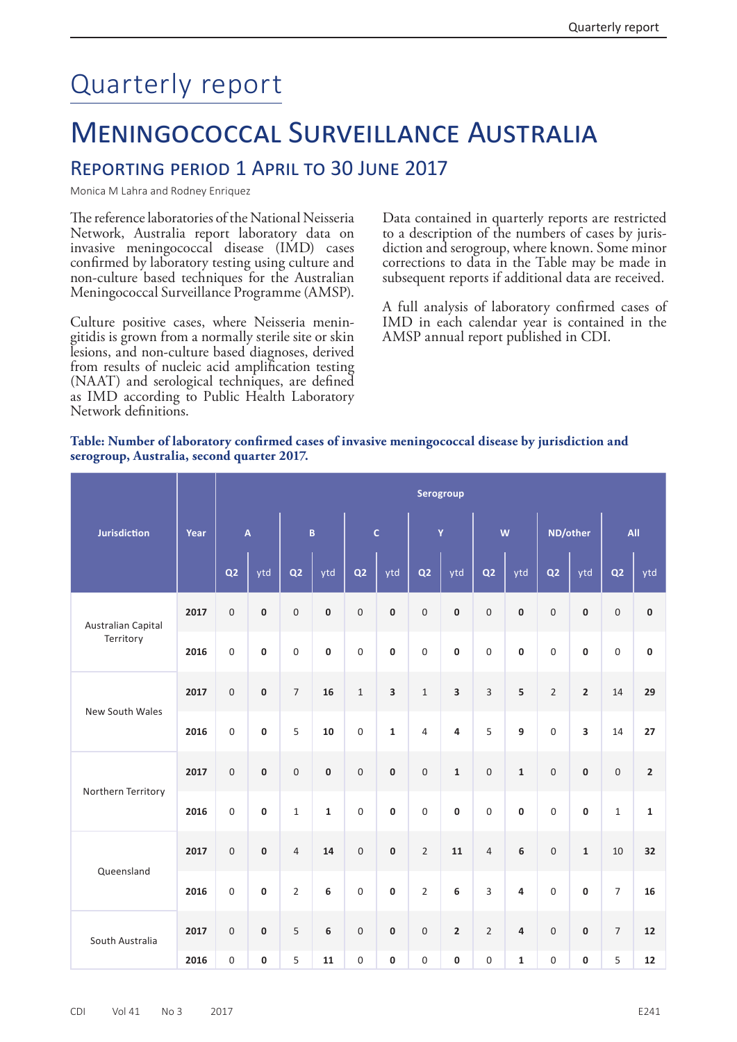# Quarterly report

## Meningococcal Surveillance Australia

### Reporting period 1 April to 30 June 2017

Monica M Lahra and Rodney Enriquez

The reference laboratories of the National Neisseria Network, Australia report laboratory data on invasive meningococcal disease (IMD) cases confirmed by laboratory testing using culture and non-culture based techniques for the Australian Meningococcal Surveillance Programme (AMSP).

Culture positive cases, where Neisseria meningitidis is grown from a normally sterile site or skin lesions, and non-culture based diagnoses, derived from results of nucleic acid amplification testing (NAAT) and serological techniques, are defined as IMD according to Public Health Laboratory Network definitions.

Data contained in quarterly reports are restricted to a description of the numbers of cases by jurisdiction and serogroup, where known. Some minor corrections to data in the Table may be made in subsequent reports if additional data are received.

A full analysis of laboratory confirmed cases of IMD in each calendar year is contained in the AMSP annual report published in CDI.

**Table: Number of laboratory confirmed cases of invasive meningococcal disease by jurisdiction and serogroup, Australia, second quarter 2017.**

| Jurisdiction | Year | Serogroup | | | | | | | | | | | | | |
|---|---|---|---|---|---|---|---|---|---|---|---|---|---|---|---|
| | | A | | B | | C | | Y | | W | | ND/other | | All | |
| | | Q2 | ytd | Q2 | ytd | Q2 | ytd | Q2 | ytd | Q2 | ytd | Q2 | ytd | Q2 | ytd |
| Australian Capital Territory | 2017 | 0 | **0** | 0 | **0** | 0 | **0** | 0 | **0** | 0 | **0** | 0 | **0** | 0 | **0** |
| | 2016 | 0 | **0** | 0 | **0** | 0 | **0** | 0 | **0** | 0 | **0** | 0 | **0** | 0 | **0** |
| New South Wales | 2017 | 0 | **0** | 7 | **16** | 1 | **3** | 1 | **3** | 3 | **5** | 2 | **2** | 14 | **29** |
| | 2016 | 0 | **0** | 5 | **10** | 0 | **1** | 4 | **4** | 5 | **9** | 0 | **3** | 14 | **27** |
| Northern Territory | 2017 | 0 | **0** | 0 | **0** | 0 | **0** | 0 | **1** | 0 | **1** | 0 | **0** | 0 | **2** |
| | 2016 | 0 | **0** | 1 | **1** | 0 | **0** | 0 | **0** | 0 | **0** | 0 | **0** | 1 | **1** |
| Queensland | 2017 | 0 | **0** | 4 | **14** | 0 | **0** | 2 | **11** | 4 | **6** | 0 | **1** | 10 | **32** |
| | 2016 | 0 | **0** | 2 | **6** | 0 | **0** | 2 | **6** | 3 | **4** | 0 | **0** | 7 | **16** |
| South Australia | 2017 | 0 | **0** | 5 | **6** | 0 | **0** | 0 | **2** | 2 | **4** | 0 | **0** | 7 | **12** |
| | 2016 | 0 | **0** | 5 | **11** | 0 | **0** | 0 | **0** | 0 | **1** | 0 | **0** | 5 | **12** |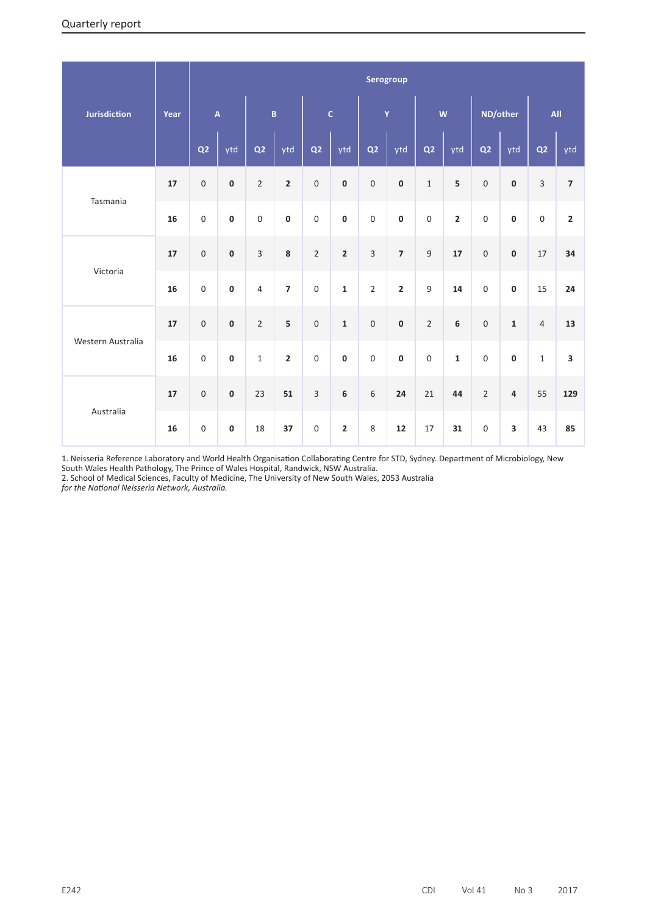| Jurisdiction | Year | Serogroup | | | | | | | | | | | | | |
|---|---|---|---|---|---|---|---|---|---|---|---|---|---|---|---|
| | | A | | B | | C | | Y | | W | | ND/other | | All | |
| | | Q2 | ytd | Q2 | ytd | Q2 | ytd | Q2 | ytd | Q2 | ytd | Q2 | ytd | Q2 | ytd |
| Tasmania | 17 | 0 | **0** | 2 | **2** | 0 | **0** | 0 | **0** | 1 | **5** | 0 | **0** | 3 | **7** |
| | 16 | 0 | **0** | 0 | **0** | 0 | **0** | 0 | **0** | 0 | **2** | 0 | **0** | 0 | **2** |
| Victoria | 17 | 0 | **0** | 3 | **8** | 2 | **2** | 3 | **7** | 9 | **17** | 0 | **0** | 17 | **34** |
| | 16 | 0 | **0** | 4 | **7** | 0 | **1** | 2 | **2** | 9 | **14** | 0 | **0** | 15 | **24** |
| Western Australia | 17 | 0 | **0** | 2 | **5** | 0 | **1** | 0 | **0** | 2 | **6** | 0 | **1** | 4 | **13** |
| | 16 | 0 | **0** | 1 | **2** | 0 | **0** | 0 | **0** | 0 | **1** | 0 | **0** | 1 | **3** |
| Australia | 17 | 0 | **0** | 23 | **51** | 3 | **6** | 6 | **24** | 21 | **44** | 2 | **4** | 55 | **129** |
| | 16 | 0 | **0** | 18 | **37** | 0 | **2** | 8 | **12** | 17 | **31** | 0 | **3** | 43 | **85** |

1. Neisseria Reference Laboratory and World Health Organisation Collaborating Centre for STD, Sydney. Department of Microbiology, New South Wales Health Pathology, The Prince of Wales Hospital, Randwick, NSW Australia.
2. School of Medical Sciences, Faculty of Medicine, The University of New South Wales, 2053 Australia
*for the National Neisseria Network, Australia.*